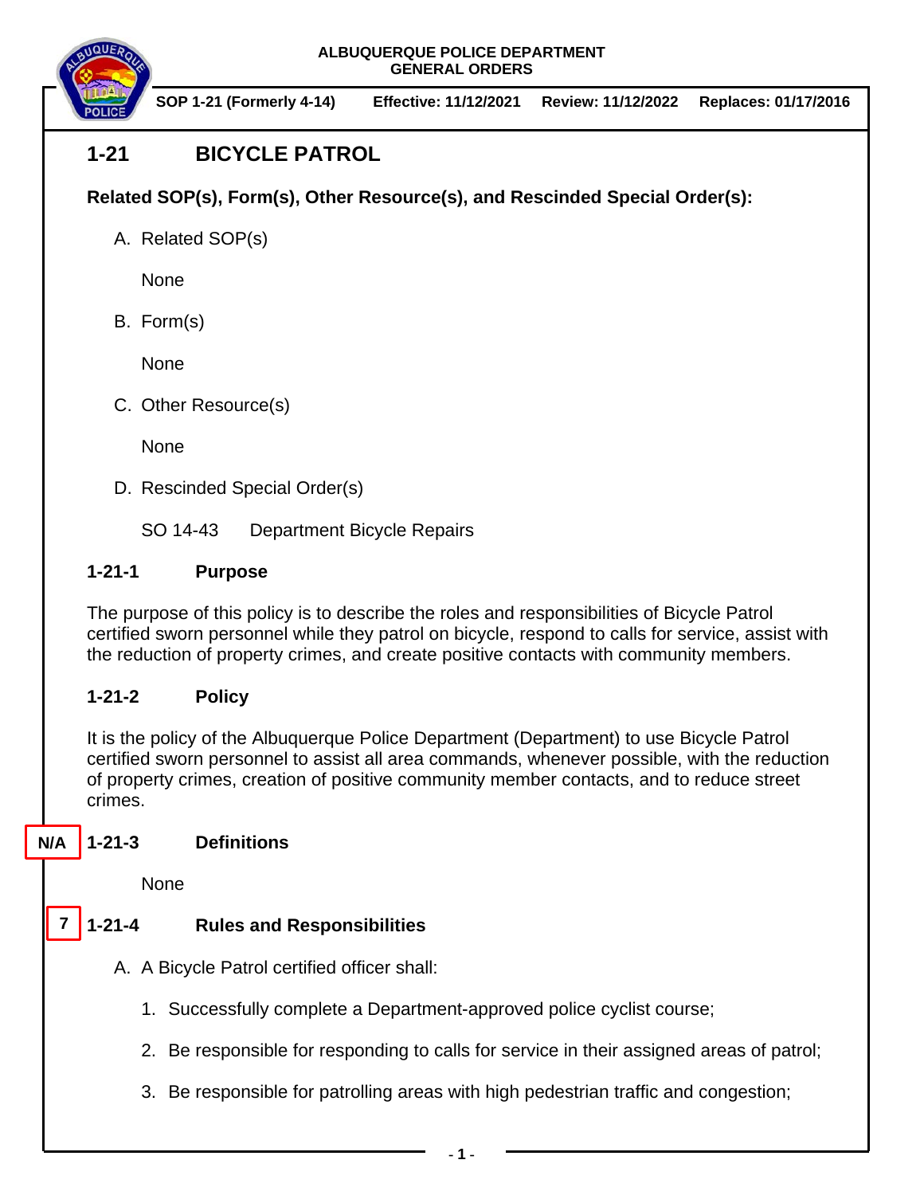**ALBUQUERQUE POLICE DEPARTMENT**
**GENERAL ORDERS**

**SOP 1-21 (Formerly 4-14)** | **Effective: 11/12/2021** | **Review: 11/12/2022** | **Replaces: 01/17/2016**

# 1-21 BICYCLE PATROL

**Related SOP(s), Form(s), Other Resource(s), and Rescinded Special Order(s):**

A. Related SOP(s)

None

B. Form(s)

None

C. Other Resource(s)

None

D. Rescinded Special Order(s)

SO 14-43 Department Bicycle Repairs

## 1-21-1 Purpose

The purpose of this policy is to describe the roles and responsibilities of Bicycle Patrol certified sworn personnel while they patrol on bicycle, respond to calls for service, assist with the reduction of property crimes, and create positive contacts with community members.

## 1-21-2 Policy

It is the policy of the Albuquerque Police Department (Department) to use Bicycle Patrol certified sworn personnel to assist all area commands, whenever possible, with the reduction of property crimes, creation of positive community member contacts, and to reduce street crimes.

## N/A 1-21-3 Definitions

None

## 7 1-21-4 Rules and Responsibilities

A. A Bicycle Patrol certified officer shall:

1. Successfully complete a Department-approved police cyclist course;
2. Be responsible for responding to calls for service in their assigned areas of patrol;
3. Be responsible for patrolling areas with high pedestrian traffic and congestion;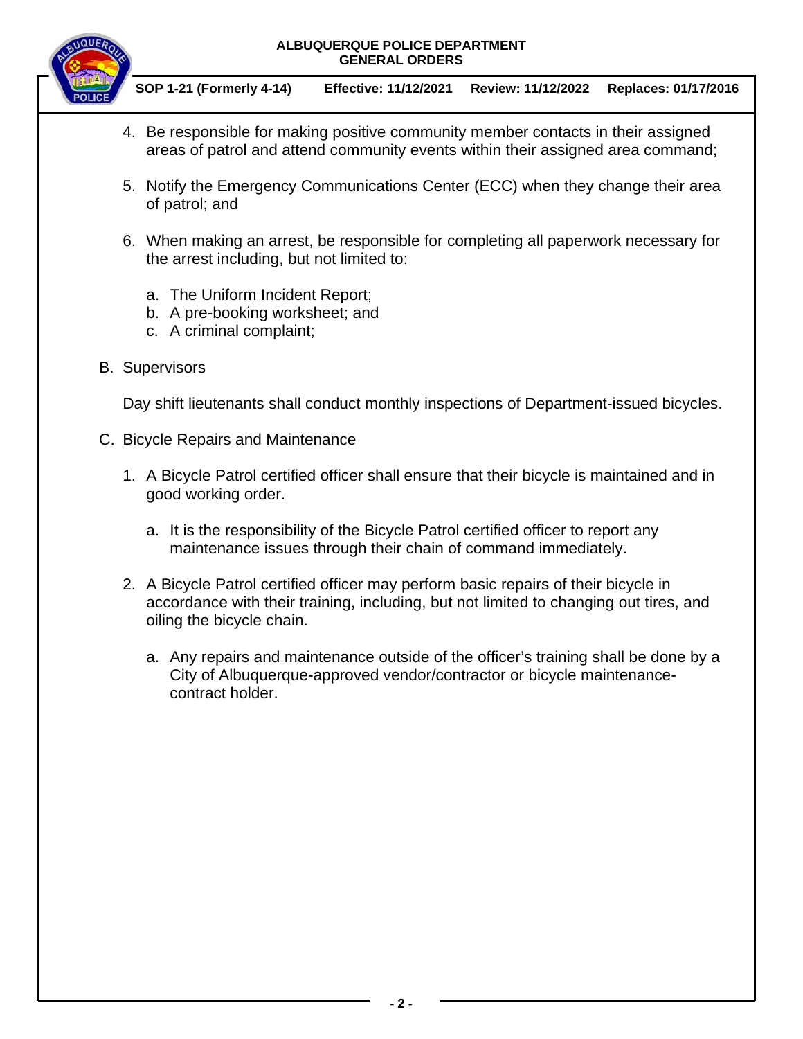4. Be responsible for making positive community member contacts in their assigned areas of patrol and attend community events within their assigned area command;

5. Notify the Emergency Communications Center (ECC) when they change their area of patrol; and

6. When making an arrest, be responsible for completing all paperwork necessary for the arrest including, but not limited to:

   a. The Uniform Incident Report;
   b. A pre-booking worksheet; and
   c. A criminal complaint;

B. Supervisors

Day shift lieutenants shall conduct monthly inspections of Department-issued bicycles.

C. Bicycle Repairs and Maintenance

1. A Bicycle Patrol certified officer shall ensure that their bicycle is maintained and in good working order.

   a. It is the responsibility of the Bicycle Patrol certified officer to report any maintenance issues through their chain of command immediately.

2. A Bicycle Patrol certified officer may perform basic repairs of their bicycle in accordance with their training, including, but not limited to changing out tires, and oiling the bicycle chain.

   a. Any repairs and maintenance outside of the officer's training shall be done by a City of Albuquerque-approved vendor/contractor or bicycle maintenance-contract holder.